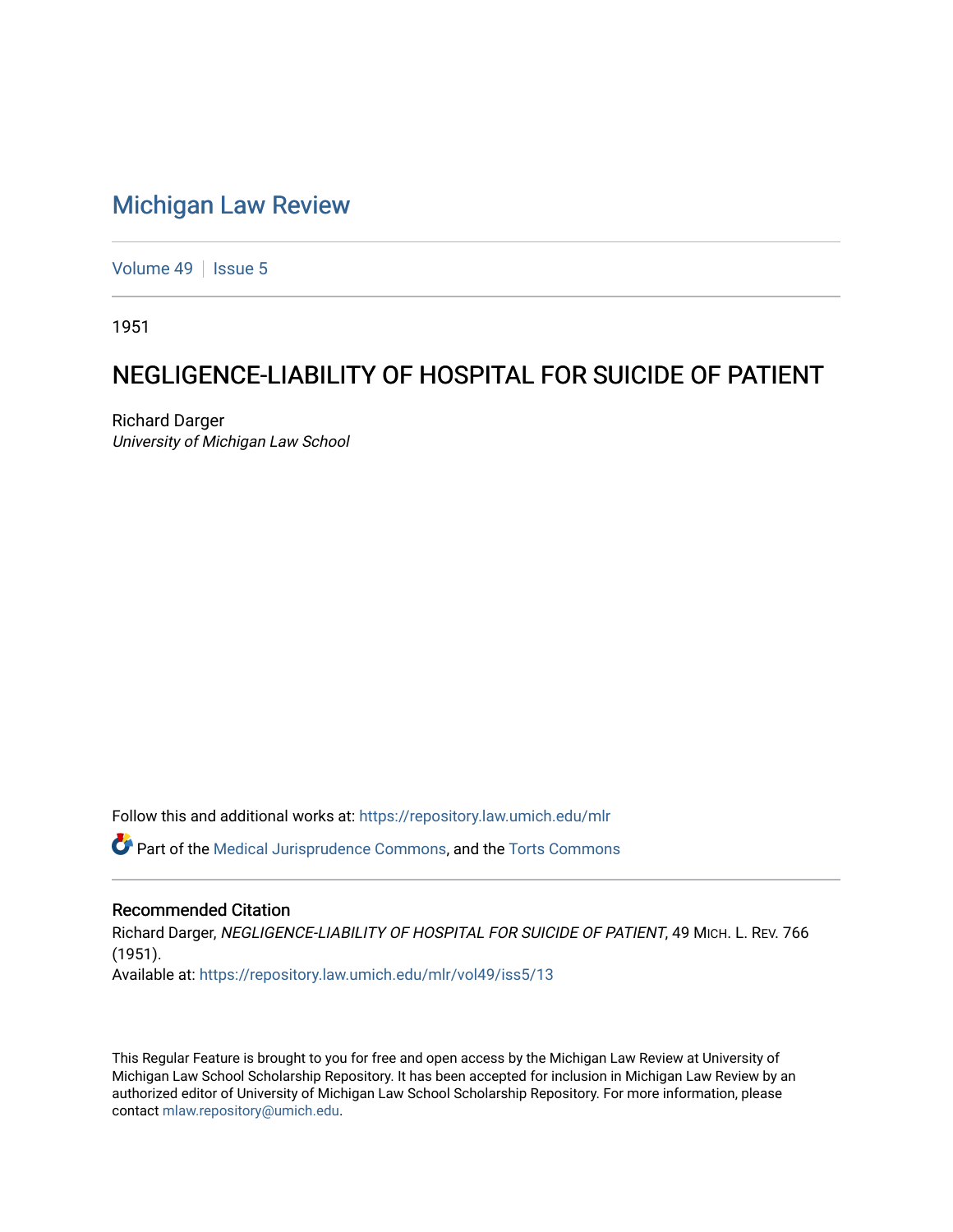# Michigan Law Review

Volume 49 | Issue 5

1951

## NEGLIGENCE-LIABILITY OF HOSPITAL FOR SUICIDE OF PATIENT

Richard Darger
*University of Michigan Law School*

Follow this and additional works at: https://repository.law.umich.edu/mlr

Part of the Medical Jurisprudence Commons, and the Torts Commons

### Recommended Citation

Richard Darger, *NEGLIGENCE-LIABILITY OF HOSPITAL FOR SUICIDE OF PATIENT*, 49 MICH. L. REV. 766 (1951).
Available at: https://repository.law.umich.edu/mlr/vol49/iss5/13

This Regular Feature is brought to you for free and open access by the Michigan Law Review at University of Michigan Law School Scholarship Repository. It has been accepted for inclusion in Michigan Law Review by an authorized editor of University of Michigan Law School Scholarship Repository. For more information, please contact mlaw.repository@umich.edu.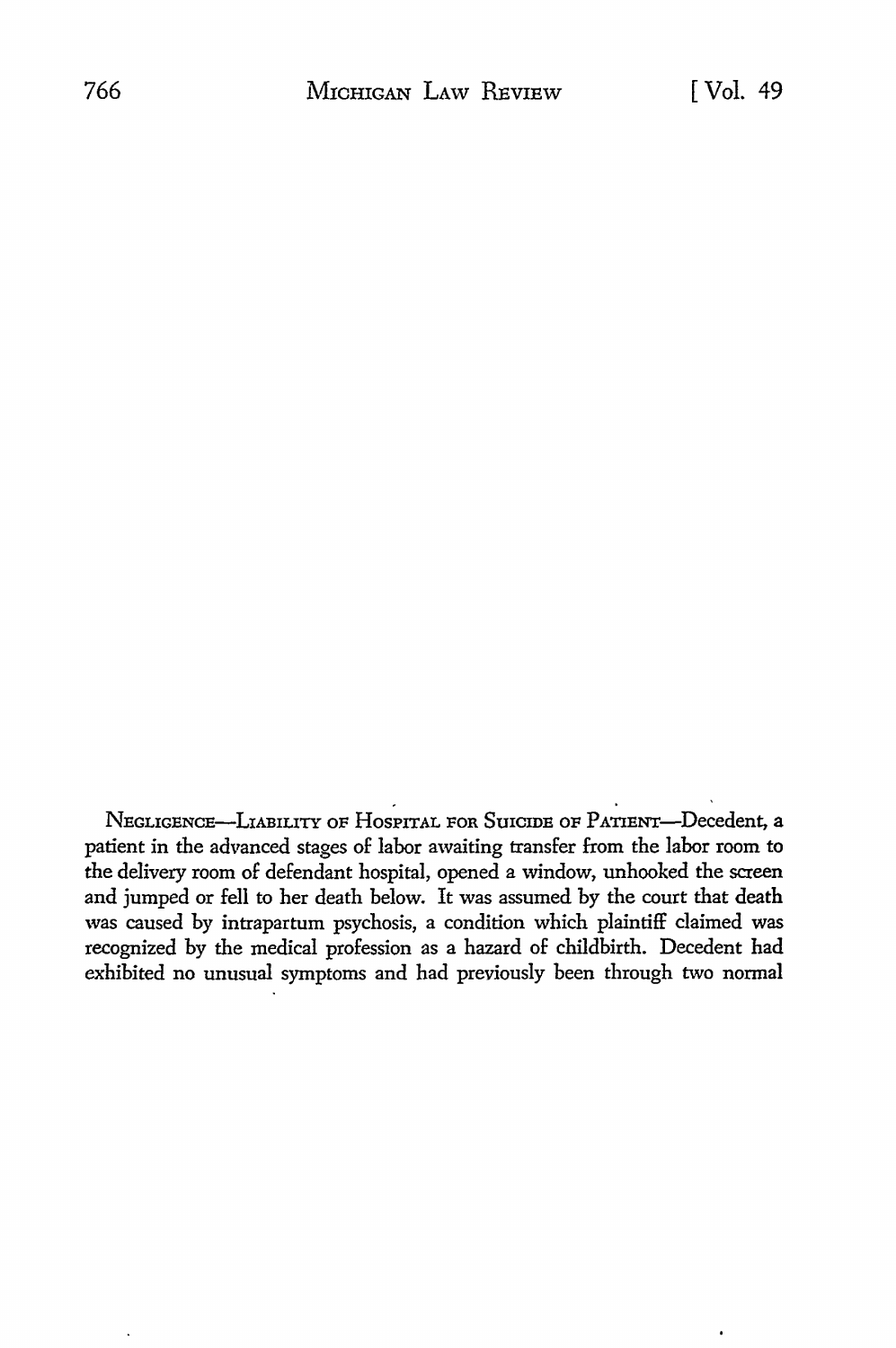NEGLIGENCE—LIABILITY OF HOSPITAL FOR SUICIDE OF PATIENT—Decedent, a patient in the advanced stages of labor awaiting transfer from the labor room to the delivery room of defendant hospital, opened a window, unhooked the screen and jumped or fell to her death below. It was assumed by the court that death was caused by intrapartum psychosis, a condition which plaintiff claimed was recognized by the medical profession as a hazard of childbirth. Decedent had exhibited no unusual symptoms and had previously been through two normal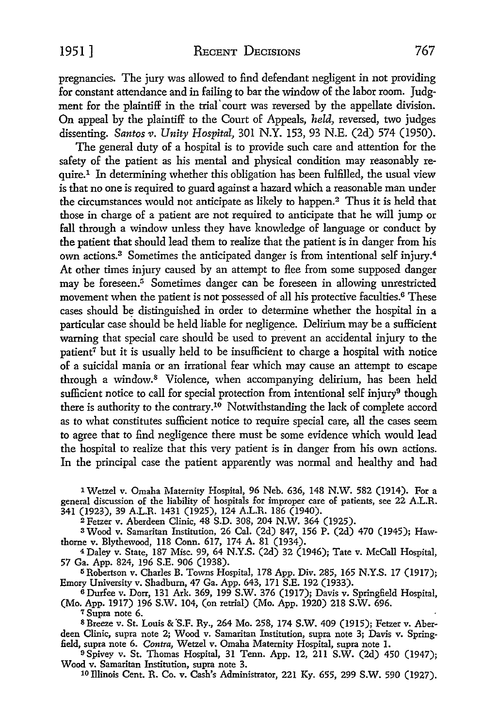pregnancies. The jury was allowed to find defendant negligent in not providing for constant attendance and in failing to bar the window of the labor room. Judgment for the plaintiff in the trial court was reversed by the appellate division. On appeal by the plaintiff to the Court of Appeals, *held*, reversed, two judges dissenting. *Santos v. Unity Hospital*, 301 N.Y. 153, 93 N.E. (2d) 574 (1950).

The general duty of a hospital is to provide such care and attention for the safety of the patient as his mental and physical condition may reasonably require.[1] In determining whether this obligation has been fulfilled, the usual view is that no one is required to guard against a hazard which a reasonable man under the circumstances would not anticipate as likely to happen.[2] Thus it is held that those in charge of a patient are not required to anticipate that he will jump or fall through a window unless they have knowledge of language or conduct by the patient that should lead them to realize that the patient is in danger from his own actions.[3] Sometimes the anticipated danger is from intentional self injury.[4] At other times injury caused by an attempt to flee from some supposed danger may be foreseen.[5] Sometimes danger can be foreseen in allowing unrestricted movement when the patient is not possessed of all his protective faculties.[6] These cases should be distinguished in order to determine whether the hospital in a particular case should be held liable for negligence. Delirium may be a sufficient warning that special care should be used to prevent an accidental injury to the patient[7] but it is usually held to be insufficient to charge a hospital with notice of a suicidal mania or an irrational fear which may cause an attempt to escape through a window.[8] Violence, when accompanying delirium, has been held sufficient notice to call for special protection from intentional self injury[9] though there is authority to the contrary.[10] Notwithstanding the lack of complete accord as to what constitutes sufficient notice to require special care, all the cases seem to agree that to find negligence there must be some evidence which would lead the hospital to realize that this very patient is in danger from his own actions. In the principal case the patient apparently was normal and healthy and had

---

[1] Wetzel v. Omaha Maternity Hospital, 96 Neb. 636, 148 N.W. 582 (1914). For a general discussion of the liability of hospitals for improper care of patients, see 22 A.L.R. 341 (1923), 39 A.L.R. 1431 (1925), 124 A.L.R. 186 (1940).

[2] Fetzer v. Aberdeen Clinic, 48 S.D. 308, 204 N.W. 364 (1925).

[3] Wood v. Samaritan Institution, 26 Cal. (2d) 847, 156 P. (2d) 470 (1945); Hawthorne v. Blythewood, 118 Conn. 617, 174 A. 81 (1934).

[4] Daley v. State, 187 Misc. 99, 64 N.Y.S. (2d) 32 (1946); Tate v. McCall Hospital, 57 Ga. App. 824, 196 S.E. 906 (1938).

[5] Robertson v. Charles B. Towns Hospital, 178 App. Div. 285, 165 N.Y.S. 17 (1917); Emory University v. Shadburn, 47 Ga. App. 643, 171 S.E. 192 (1933).

[6] Durfee v. Dorr, 131 Ark. 369, 199 S.W. 376 (1917); Davis v. Springfield Hospital, (Mo. App. 1917) 196 S.W. 104, (on retrial) (Mo. App. 1920) 218 S.W. 696.

[7] Supra note 6.

[8] Breeze v. St. Louis & S.F. Ry., 264 Mo. 258, 174 S.W. 409 (1915); Fetzer v. Aberdeen Clinic, supra note 2; Wood v. Samaritan Institution, supra note 3; Davis v. Springfield, supra note 6. *Contra*, Wetzel v. Omaha Maternity Hospital, supra note 1.

[9] Spivey v. St. Thomas Hospital, 31 Tenn. App. 12, 211 S.W. (2d) 450 (1947); Wood v. Samaritan Institution, supra note 3.

[10] Illinois Cent. R. Co. v. Cash's Administrator, 221 Ky. 655, 299 S.W. 590 (1927).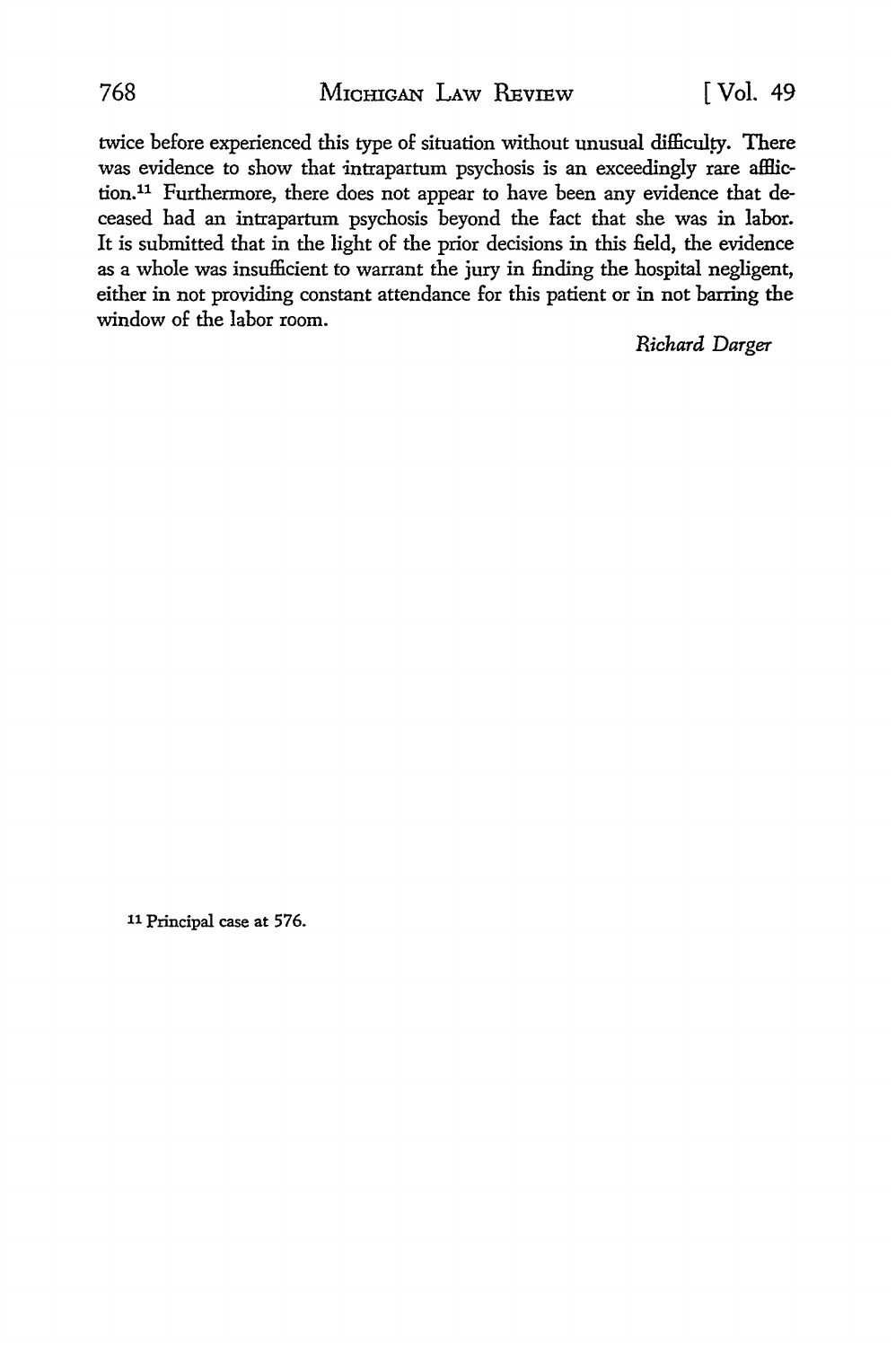twice before experienced this type of situation without unusual difficulty. There was evidence to show that intrapartum psychosis is an exceedingly rare affliction.[11] Furthermore, there does not appear to have been any evidence that deceased had an intrapartum psychosis beyond the fact that she was in labor. It is submitted that in the light of the prior decisions in this field, the evidence as a whole was insufficient to warrant the jury in finding the hospital negligent, either in not providing constant attendance for this patient or in not barring the window of the labor room.

*Richard Darger*

[11] Principal case at 576.